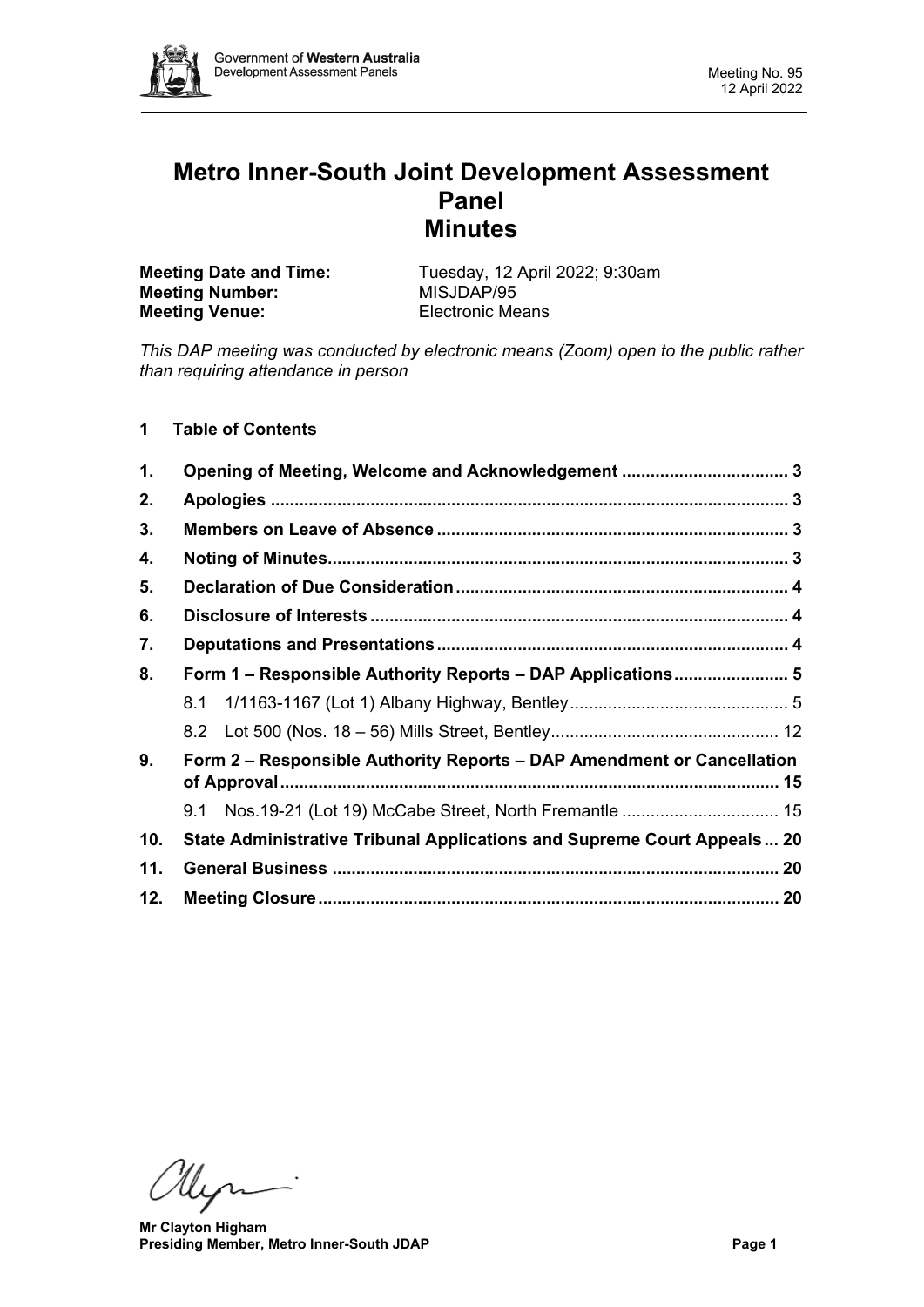# Metro Inner-South Joint Development Assessment Panel
# Minutes

**Meeting Date and Time:** Tuesday, 12 April 2022; 9:30am
**Meeting Number:** MISJDAP/95
**Meeting Venue:** Electronic Means

*This DAP meeting was conducted by electronic means (Zoom) open to the public rather than requiring attendance in person*

## 1 Table of Contents

1. **Opening of Meeting, Welcome and Acknowledgement** .... 3
2. **Apologies** .... 3
3. **Members on Leave of Absence** .... 3
4. **Noting of Minutes** .... 3
5. **Declaration of Due Consideration** .... 4
6. **Disclosure of Interests** .... 4
7. **Deputations and Presentations** .... 4
8. **Form 1 – Responsible Authority Reports – DAP Applications** .... 5
   - 8.1 1/1163-1167 (Lot 1) Albany Highway, Bentley .... 5
   - 8.2 Lot 500 (Nos. 18 – 56) Mills Street, Bentley .... 12
9. **Form 2 – Responsible Authority Reports – DAP Amendment or Cancellation of Approval** .... 15
   - 9.1 Nos.19-21 (Lot 19) McCabe Street, North Fremantle .... 15
10. **State Administrative Tribunal Applications and Supreme Court Appeals** ... 20
11. **General Business** .... 20
12. **Meeting Closure** .... 20

**Mr Clayton Higham**
**Presiding Member, Metro Inner-South JDAP**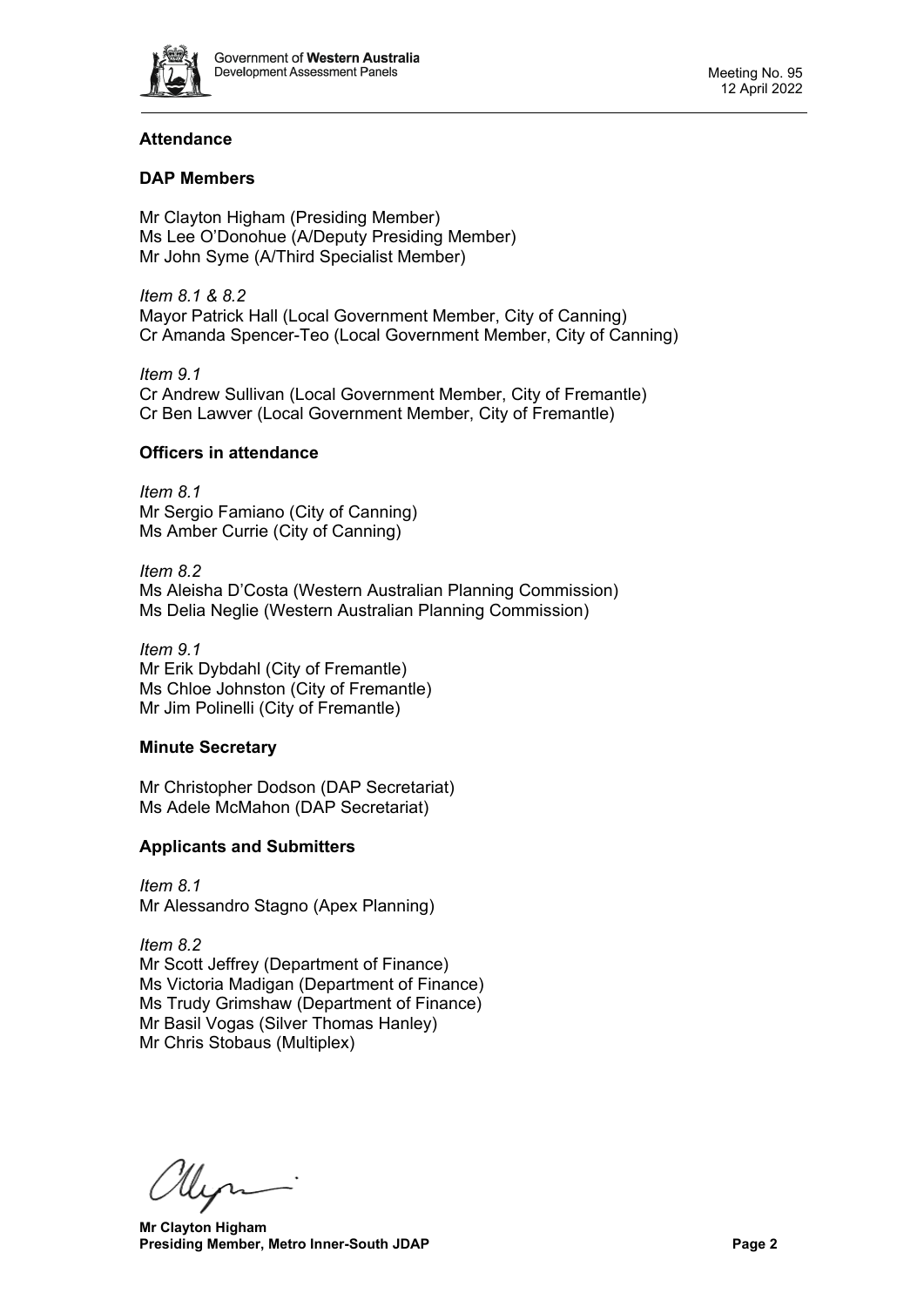### Attendance

### DAP Members

Mr Clayton Higham (Presiding Member)
Ms Lee O'Donohue (A/Deputy Presiding Member)
Mr John Syme (A/Third Specialist Member)

*Item 8.1 & 8.2*
Mayor Patrick Hall (Local Government Member, City of Canning)
Cr Amanda Spencer-Teo (Local Government Member, City of Canning)

*Item 9.1*
Cr Andrew Sullivan (Local Government Member, City of Fremantle)
Cr Ben Lawver (Local Government Member, City of Fremantle)

### Officers in attendance

*Item 8.1*
Mr Sergio Famiano (City of Canning)
Ms Amber Currie (City of Canning)

*Item 8.2*
Ms Aleisha D'Costa (Western Australian Planning Commission)
Ms Delia Neglie (Western Australian Planning Commission)

*Item 9.1*
Mr Erik Dybdahl (City of Fremantle)
Ms Chloe Johnston (City of Fremantle)
Mr Jim Polinelli (City of Fremantle)

### Minute Secretary

Mr Christopher Dodson (DAP Secretariat)
Ms Adele McMahon (DAP Secretariat)

### Applicants and Submitters

*Item 8.1*
Mr Alessandro Stagno (Apex Planning)

*Item 8.2*
Mr Scott Jeffrey (Department of Finance)
Ms Victoria Madigan (Department of Finance)
Ms Trudy Grimshaw (Department of Finance)
Mr Basil Vogas (Silver Thomas Hanley)
Mr Chris Stobaus (Multiplex)

**Mr Clayton Higham**
**Presiding Member, Metro Inner-South JDAP**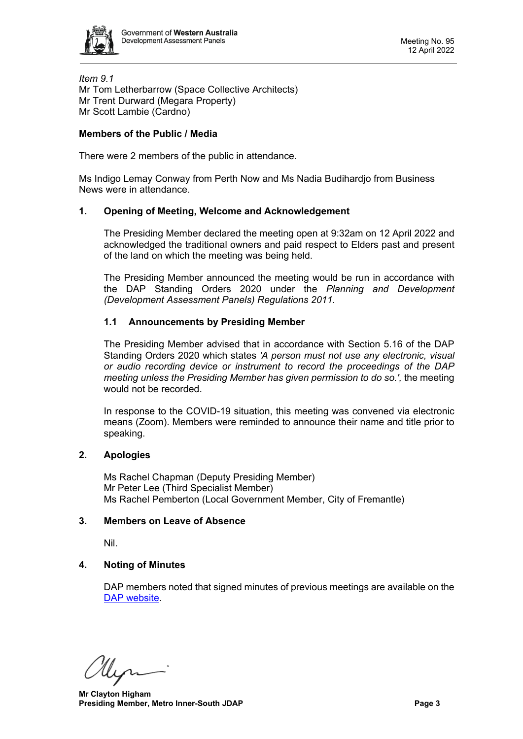*Item 9.1*
Mr Tom Letherbarrow (Space Collective Architects)
Mr Trent Durward (Megara Property)
Mr Scott Lambie (Cardno)

**Members of the Public / Media**

There were 2 members of the public in attendance.

Ms Indigo Lemay Conway from Perth Now and Ms Nadia Budihardjo from Business News were in attendance.

## 1. Opening of Meeting, Welcome and Acknowledgement

The Presiding Member declared the meeting open at 9:32am on 12 April 2022 and acknowledged the traditional owners and paid respect to Elders past and present of the land on which the meeting was being held.

The Presiding Member announced the meeting would be run in accordance with the DAP Standing Orders 2020 under the *Planning and Development (Development Assessment Panels) Regulations 2011.*

### 1.1 Announcements by Presiding Member

The Presiding Member advised that in accordance with Section 5.16 of the DAP Standing Orders 2020 which states *'A person must not use any electronic, visual or audio recording device or instrument to record the proceedings of the DAP meeting unless the Presiding Member has given permission to do so.',* the meeting would not be recorded.

In response to the COVID-19 situation, this meeting was convened via electronic means (Zoom). Members were reminded to announce their name and title prior to speaking.

## 2. Apologies

Ms Rachel Chapman (Deputy Presiding Member)
Mr Peter Lee (Third Specialist Member)
Ms Rachel Pemberton (Local Government Member, City of Fremantle)

## 3. Members on Leave of Absence

Nil.

## 4. Noting of Minutes

DAP members noted that signed minutes of previous meetings are available on the [DAP website](DAP website).

**Mr Clayton Higham**
**Presiding Member, Metro Inner-South JDAP**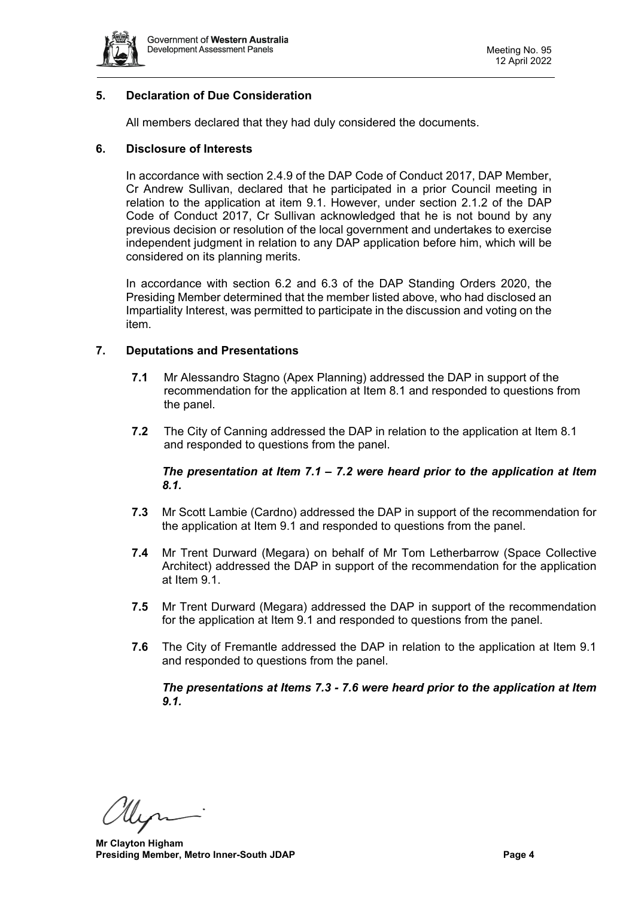## 5. Declaration of Due Consideration

All members declared that they had duly considered the documents.

## 6. Disclosure of Interests

In accordance with section 2.4.9 of the DAP Code of Conduct 2017, DAP Member, Cr Andrew Sullivan, declared that he participated in a prior Council meeting in relation to the application at item 9.1. However, under section 2.1.2 of the DAP Code of Conduct 2017, Cr Sullivan acknowledged that he is not bound by any previous decision or resolution of the local government and undertakes to exercise independent judgment in relation to any DAP application before him, which will be considered on its planning merits.

In accordance with section 6.2 and 6.3 of the DAP Standing Orders 2020, the Presiding Member determined that the member listed above, who had disclosed an Impartiality Interest, was permitted to participate in the discussion and voting on the item.

## 7. Deputations and Presentations

**7.1** Mr Alessandro Stagno (Apex Planning) addressed the DAP in support of the recommendation for the application at Item 8.1 and responded to questions from the panel.

**7.2** The City of Canning addressed the DAP in relation to the application at Item 8.1 and responded to questions from the panel.

***The presentation at Item 7.1 – 7.2 were heard prior to the application at Item 8.1.***

**7.3** Mr Scott Lambie (Cardno) addressed the DAP in support of the recommendation for the application at Item 9.1 and responded to questions from the panel.

**7.4** Mr Trent Durward (Megara) on behalf of Mr Tom Letherbarrow (Space Collective Architect) addressed the DAP in support of the recommendation for the application at Item 9.1.

**7.5** Mr Trent Durward (Megara) addressed the DAP in support of the recommendation for the application at Item 9.1 and responded to questions from the panel.

**7.6** The City of Fremantle addressed the DAP in relation to the application at Item 9.1 and responded to questions from the panel.

***The presentations at Items 7.3 - 7.6 were heard prior to the application at Item 9.1.***

**Mr Clayton Higham**
**Presiding Member, Metro Inner-South JDAP**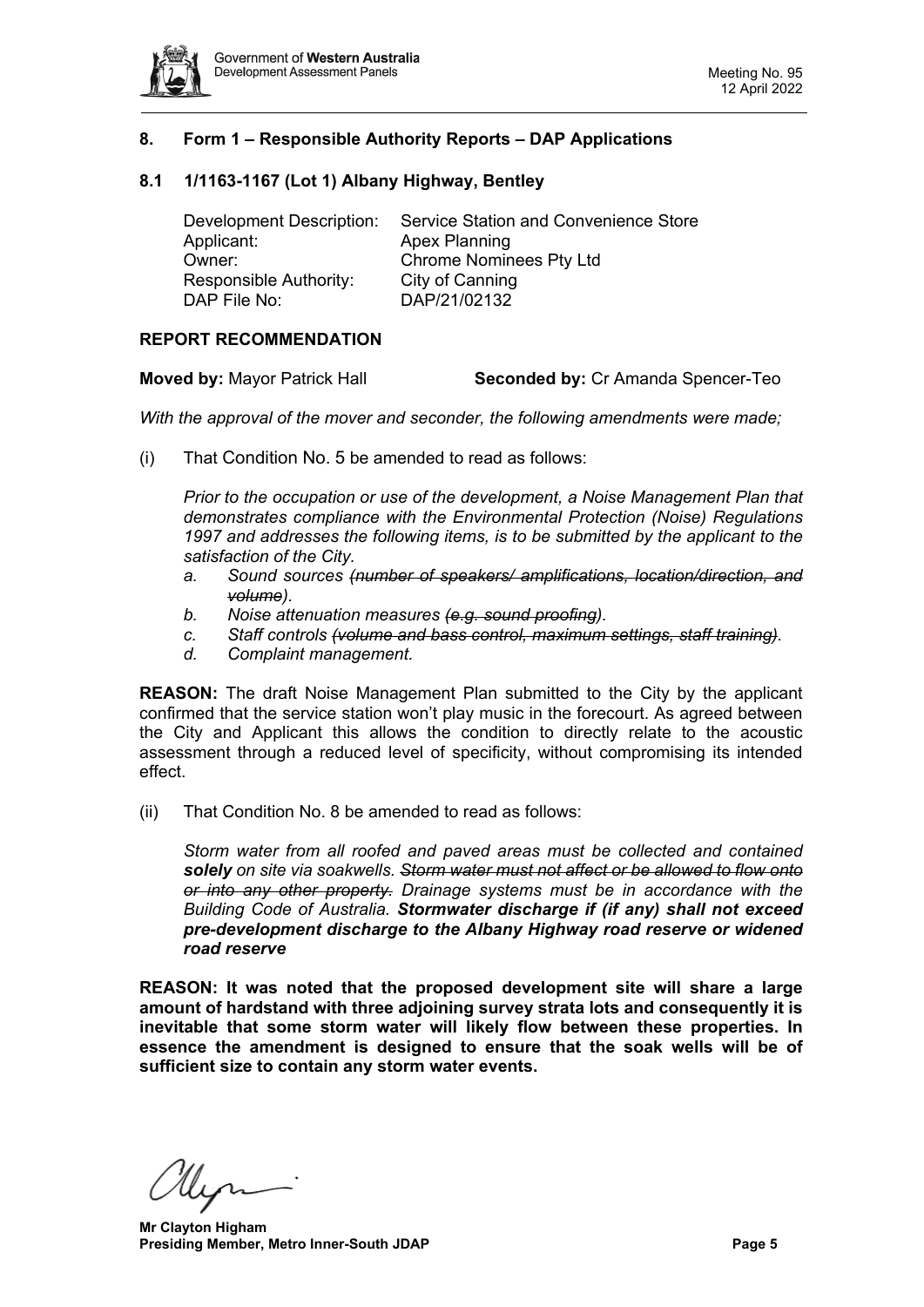## 8. Form 1 – Responsible Authority Reports – DAP Applications

### 8.1 1/1163-1167 (Lot 1) Albany Highway, Bentley

| | |
|---|---|
| Development Description: | Service Station and Convenience Store |
| Applicant: | Apex Planning |
| Owner: | Chrome Nominees Pty Ltd |
| Responsible Authority: | City of Canning |
| DAP File No: | DAP/21/02132 |

**REPORT RECOMMENDATION**

**Moved by:** Mayor Patrick Hall **Seconded by:** Cr Amanda Spencer-Teo

*With the approval of the mover and seconder, the following amendments were made;*

(i) That Condition No. 5 be amended to read as follows:

*Prior to the occupation or use of the development, a Noise Management Plan that demonstrates compliance with the Environmental Protection (Noise) Regulations 1997 and addresses the following items, is to be submitted by the applicant to the satisfaction of the City.*

*a. Sound sources ~~(number of speakers/ amplifications, location/direction, and volume)~~.*
*b. Noise attenuation measures ~~(e.g. sound proofing)~~.*
*c. Staff controls ~~(volume and bass control, maximum settings, staff training)~~.*
*d. Complaint management.*

**REASON:** The draft Noise Management Plan submitted to the City by the applicant confirmed that the service station won't play music in the forecourt. As agreed between the City and Applicant this allows the condition to directly relate to the acoustic assessment through a reduced level of specificity, without compromising its intended effect.

(ii) That Condition No. 8 be amended to read as follows:

*Storm water from all roofed and paved areas must be collected and contained* ***solely*** *on site via soakwells. ~~Storm water must not affect or be allowed to flow onto or into any other property.~~ Drainage systems must be in accordance with the Building Code of Australia.* ***Stormwater discharge if (if any) shall not exceed pre-development discharge to the Albany Highway road reserve or widened road reserve***

**REASON: It was noted that the proposed development site will share a large amount of hardstand with three adjoining survey strata lots and consequently it is inevitable that some storm water will likely flow between these properties. In essence the amendment is designed to ensure that the soak wells will be of sufficient size to contain any storm water events.**

**Mr Clayton Higham**
**Presiding Member, Metro Inner-South JDAP**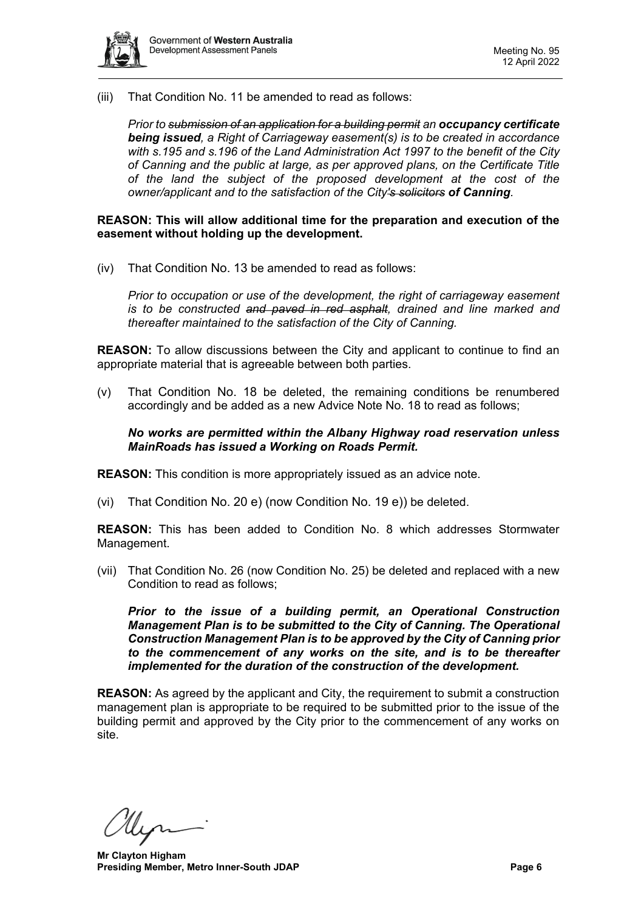(iii) That Condition No. 11 be amended to read as follows:

*Prior to ~~submission of an application for a building permit~~ an **occupancy certificate being issued**, a Right of Carriageway easement(s) is to be created in accordance with s.195 and s.196 of the Land Administration Act 1997 to the benefit of the City of Canning and the public at large, as per approved plans, on the Certificate Title of the land the subject of the proposed development at the cost of the owner/applicant and to the satisfaction of the City~~'s solicitors~~ **of Canning**.*

**REASON: This will allow additional time for the preparation and execution of the easement without holding up the development.**

(iv) That Condition No. 13 be amended to read as follows:

*Prior to occupation or use of the development, the right of carriageway easement is to be constructed ~~and paved in red asphalt~~, drained and line marked and thereafter maintained to the satisfaction of the City of Canning.*

**REASON:** To allow discussions between the City and applicant to continue to find an appropriate material that is agreeable between both parties.

(v) That Condition No. 18 be deleted, the remaining conditions be renumbered accordingly and be added as a new Advice Note No. 18 to read as follows;

***No works are permitted within the Albany Highway road reservation unless MainRoads has issued a Working on Roads Permit.***

**REASON:** This condition is more appropriately issued as an advice note.

(vi) That Condition No. 20 e) (now Condition No. 19 e)) be deleted.

**REASON:** This has been added to Condition No. 8 which addresses Stormwater Management.

(vii) That Condition No. 26 (now Condition No. 25) be deleted and replaced with a new Condition to read as follows;

***Prior to the issue of a building permit, an Operational Construction Management Plan is to be submitted to the City of Canning. The Operational Construction Management Plan is to be approved by the City of Canning prior to the commencement of any works on the site, and is to be thereafter implemented for the duration of the construction of the development.***

**REASON:** As agreed by the applicant and City, the requirement to submit a construction management plan is appropriate to be required to be submitted prior to the issue of the building permit and approved by the City prior to the commencement of any works on site.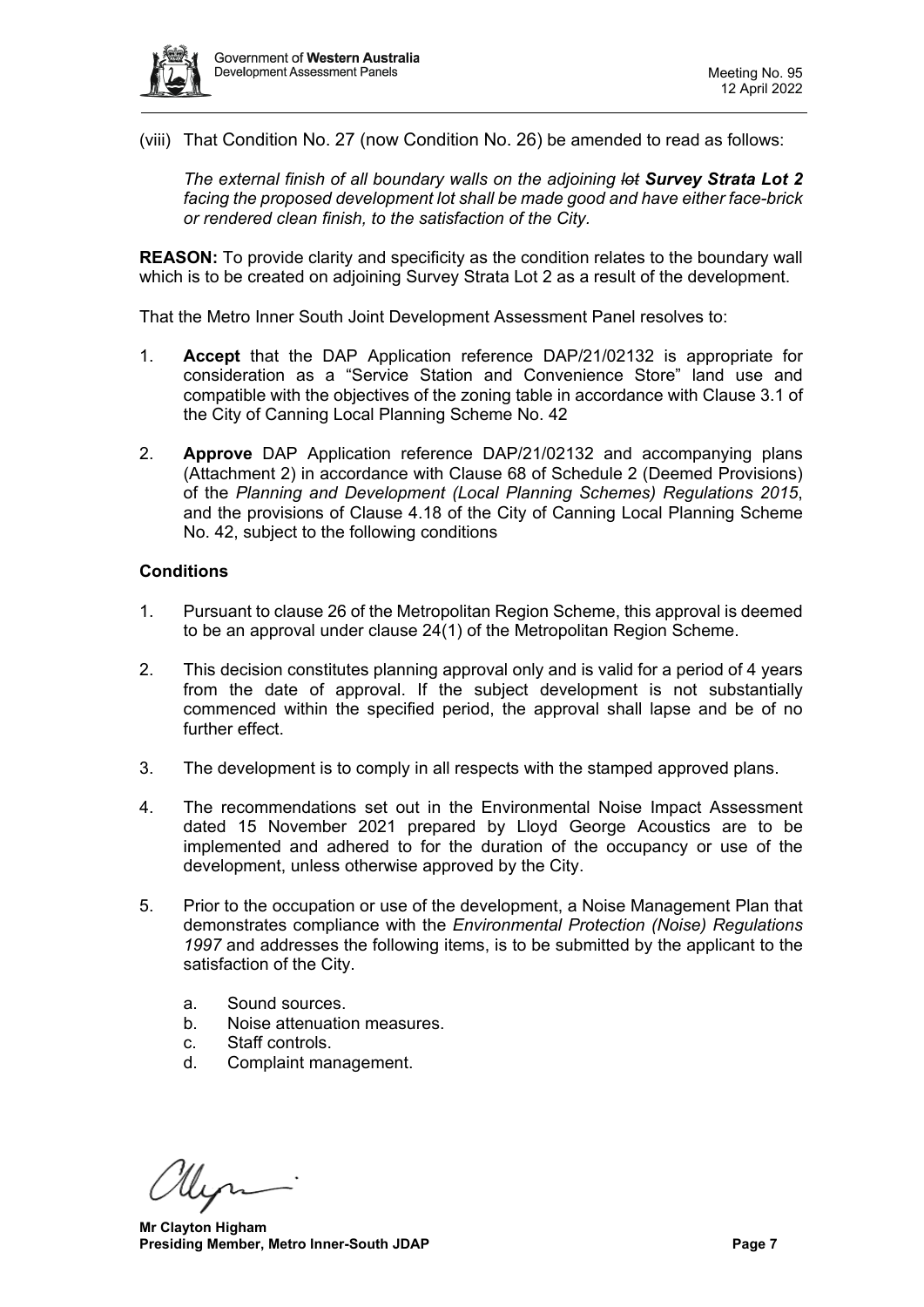(viii) That Condition No. 27 (now Condition No. 26) be amended to read as follows:

*The external finish of all boundary walls on the adjoining ~~lot~~ **Survey Strata Lot 2** facing the proposed development lot shall be made good and have either face-brick or rendered clean finish, to the satisfaction of the City.*

**REASON:** To provide clarity and specificity as the condition relates to the boundary wall which is to be created on adjoining Survey Strata Lot 2 as a result of the development.

That the Metro Inner South Joint Development Assessment Panel resolves to:

1. **Accept** that the DAP Application reference DAP/21/02132 is appropriate for consideration as a "Service Station and Convenience Store" land use and compatible with the objectives of the zoning table in accordance with Clause 3.1 of the City of Canning Local Planning Scheme No. 42

2. **Approve** DAP Application reference DAP/21/02132 and accompanying plans (Attachment 2) in accordance with Clause 68 of Schedule 2 (Deemed Provisions) of the *Planning and Development (Local Planning Schemes) Regulations 2015*, and the provisions of Clause 4.18 of the City of Canning Local Planning Scheme No. 42, subject to the following conditions

**Conditions**

1. Pursuant to clause 26 of the Metropolitan Region Scheme, this approval is deemed to be an approval under clause 24(1) of the Metropolitan Region Scheme.

2. This decision constitutes planning approval only and is valid for a period of 4 years from the date of approval. If the subject development is not substantially commenced within the specified period, the approval shall lapse and be of no further effect.

3. The development is to comply in all respects with the stamped approved plans.

4. The recommendations set out in the Environmental Noise Impact Assessment dated 15 November 2021 prepared by Lloyd George Acoustics are to be implemented and adhered to for the duration of the occupancy or use of the development, unless otherwise approved by the City.

5. Prior to the occupation or use of the development, a Noise Management Plan that demonstrates compliance with the *Environmental Protection (Noise) Regulations 1997* and addresses the following items, is to be submitted by the applicant to the satisfaction of the City.

   a. Sound sources.
   b. Noise attenuation measures.
   c. Staff controls.
   d. Complaint management.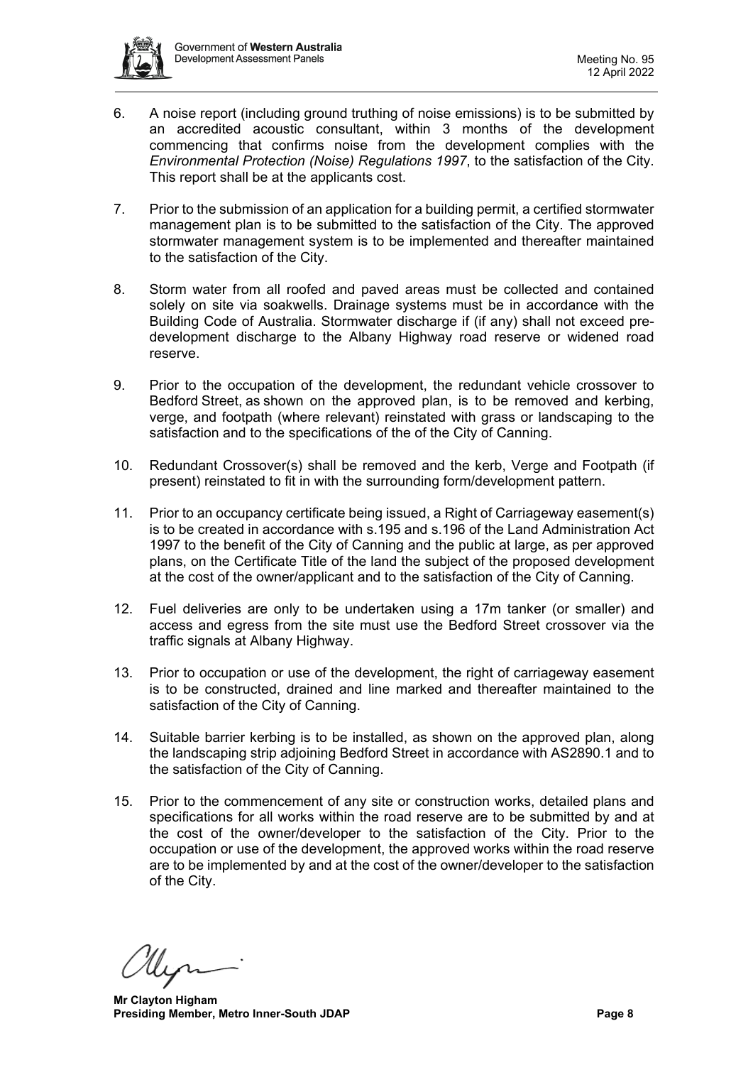6. A noise report (including ground truthing of noise emissions) is to be submitted by an accredited acoustic consultant, within 3 months of the development commencing that confirms noise from the development complies with the *Environmental Protection (Noise) Regulations 1997*, to the satisfaction of the City. This report shall be at the applicants cost.

7. Prior to the submission of an application for a building permit, a certified stormwater management plan is to be submitted to the satisfaction of the City. The approved stormwater management system is to be implemented and thereafter maintained to the satisfaction of the City.

8. Storm water from all roofed and paved areas must be collected and contained solely on site via soakwells. Drainage systems must be in accordance with the Building Code of Australia. Stormwater discharge if (if any) shall not exceed pre-development discharge to the Albany Highway road reserve or widened road reserve.

9. Prior to the occupation of the development, the redundant vehicle crossover to Bedford Street, as shown on the approved plan, is to be removed and kerbing, verge, and footpath (where relevant) reinstated with grass or landscaping to the satisfaction and to the specifications of the of the City of Canning.

10. Redundant Crossover(s) shall be removed and the kerb, Verge and Footpath (if present) reinstated to fit in with the surrounding form/development pattern.

11. Prior to an occupancy certificate being issued, a Right of Carriageway easement(s) is to be created in accordance with s.195 and s.196 of the Land Administration Act 1997 to the benefit of the City of Canning and the public at large, as per approved plans, on the Certificate Title of the land the subject of the proposed development at the cost of the owner/applicant and to the satisfaction of the City of Canning.

12. Fuel deliveries are only to be undertaken using a 17m tanker (or smaller) and access and egress from the site must use the Bedford Street crossover via the traffic signals at Albany Highway.

13. Prior to occupation or use of the development, the right of carriageway easement is to be constructed, drained and line marked and thereafter maintained to the satisfaction of the City of Canning.

14. Suitable barrier kerbing is to be installed, as shown on the approved plan, along the landscaping strip adjoining Bedford Street in accordance with AS2890.1 and to the satisfaction of the City of Canning.

15. Prior to the commencement of any site or construction works, detailed plans and specifications for all works within the road reserve are to be submitted by and at the cost of the owner/developer to the satisfaction of the City. Prior to the occupation or use of the development, the approved works within the road reserve are to be implemented by and at the cost of the owner/developer to the satisfaction of the City.

**Mr Clayton Higham**
**Presiding Member, Metro Inner-South JDAP**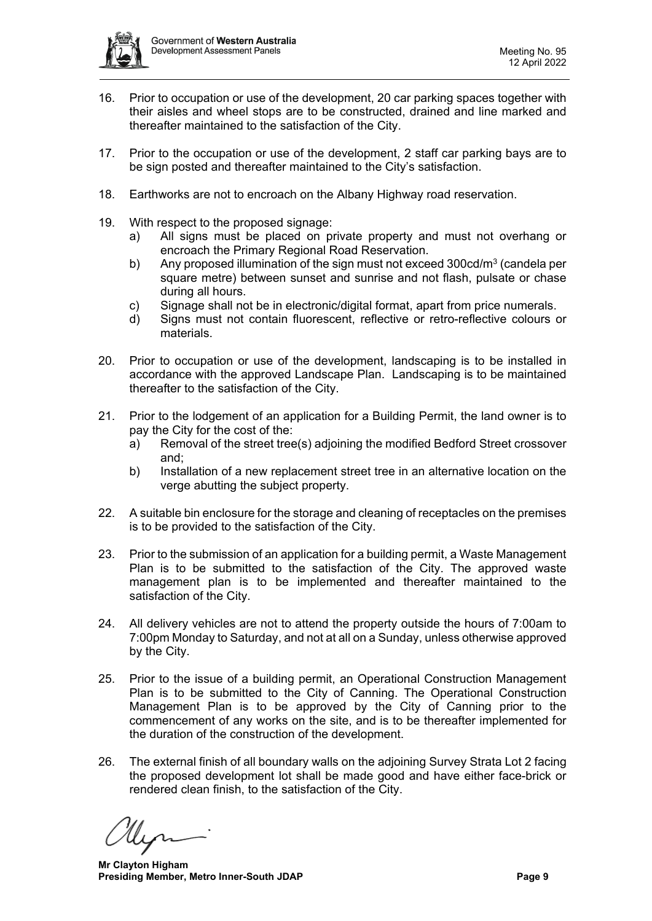16. Prior to occupation or use of the development, 20 car parking spaces together with their aisles and wheel stops are to be constructed, drained and line marked and thereafter maintained to the satisfaction of the City.

17. Prior to the occupation or use of the development, 2 staff car parking bays are to be sign posted and thereafter maintained to the City's satisfaction.

18. Earthworks are not to encroach on the Albany Highway road reservation.

19. With respect to the proposed signage:
    a) All signs must be placed on private property and must not overhang or encroach the Primary Regional Road Reservation.
    b) Any proposed illumination of the sign must not exceed 300cd/m[3] (candela per square metre) between sunset and sunrise and not flash, pulsate or chase during all hours.
    c) Signage shall not be in electronic/digital format, apart from price numerals.
    d) Signs must not contain fluorescent, reflective or retro-reflective colours or materials.

20. Prior to occupation or use of the development, landscaping is to be installed in accordance with the approved Landscape Plan. Landscaping is to be maintained thereafter to the satisfaction of the City.

21. Prior to the lodgement of an application for a Building Permit, the land owner is to pay the City for the cost of the:
    a) Removal of the street tree(s) adjoining the modified Bedford Street crossover and;
    b) Installation of a new replacement street tree in an alternative location on the verge abutting the subject property.

22. A suitable bin enclosure for the storage and cleaning of receptacles on the premises is to be provided to the satisfaction of the City.

23. Prior to the submission of an application for a building permit, a Waste Management Plan is to be submitted to the satisfaction of the City. The approved waste management plan is to be implemented and thereafter maintained to the satisfaction of the City.

24. All delivery vehicles are not to attend the property outside the hours of 7:00am to 7:00pm Monday to Saturday, and not at all on a Sunday, unless otherwise approved by the City.

25. Prior to the issue of a building permit, an Operational Construction Management Plan is to be submitted to the City of Canning. The Operational Construction Management Plan is to be approved by the City of Canning prior to the commencement of any works on the site, and is to be thereafter implemented for the duration of the construction of the development.

26. The external finish of all boundary walls on the adjoining Survey Strata Lot 2 facing the proposed development lot shall be made good and have either face-brick or rendered clean finish, to the satisfaction of the City.

**Mr Clayton Higham**
**Presiding Member, Metro Inner-South JDAP**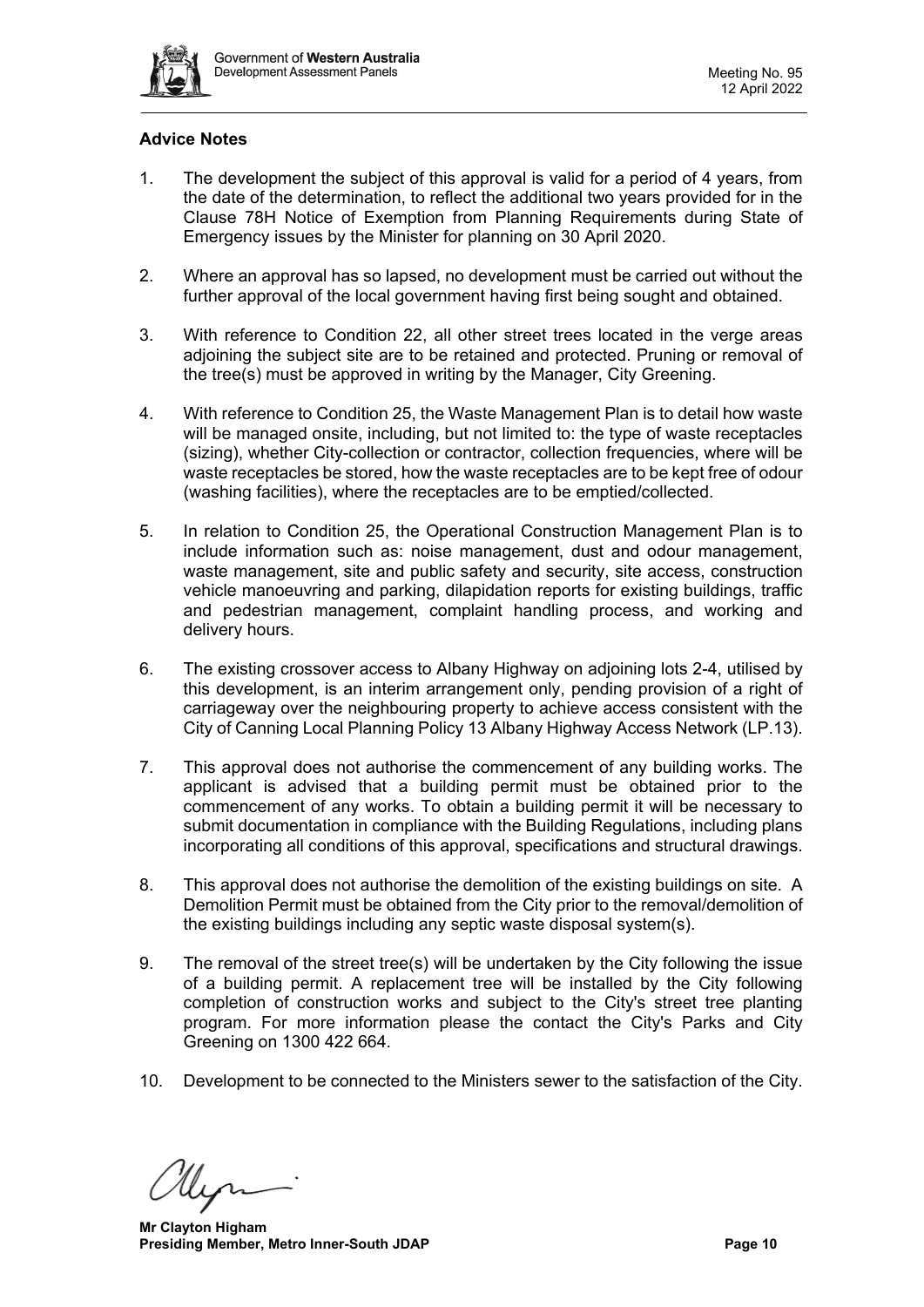**Advice Notes**

1. The development the subject of this approval is valid for a period of 4 years, from the date of the determination, to reflect the additional two years provided for in the Clause 78H Notice of Exemption from Planning Requirements during State of Emergency issues by the Minister for planning on 30 April 2020.

2. Where an approval has so lapsed, no development must be carried out without the further approval of the local government having first being sought and obtained.

3. With reference to Condition 22, all other street trees located in the verge areas adjoining the subject site are to be retained and protected. Pruning or removal of the tree(s) must be approved in writing by the Manager, City Greening.

4. With reference to Condition 25, the Waste Management Plan is to detail how waste will be managed onsite, including, but not limited to: the type of waste receptacles (sizing), whether City-collection or contractor, collection frequencies, where will be waste receptacles be stored, how the waste receptacles are to be kept free of odour (washing facilities), where the receptacles are to be emptied/collected.

5. In relation to Condition 25, the Operational Construction Management Plan is to include information such as: noise management, dust and odour management, waste management, site and public safety and security, site access, construction vehicle manoeuvring and parking, dilapidation reports for existing buildings, traffic and pedestrian management, complaint handling process, and working and delivery hours.

6. The existing crossover access to Albany Highway on adjoining lots 2-4, utilised by this development, is an interim arrangement only, pending provision of a right of carriageway over the neighbouring property to achieve access consistent with the City of Canning Local Planning Policy 13 Albany Highway Access Network (LP.13).

7. This approval does not authorise the commencement of any building works. The applicant is advised that a building permit must be obtained prior to the commencement of any works. To obtain a building permit it will be necessary to submit documentation in compliance with the Building Regulations, including plans incorporating all conditions of this approval, specifications and structural drawings.

8. This approval does not authorise the demolition of the existing buildings on site. A Demolition Permit must be obtained from the City prior to the removal/demolition of the existing buildings including any septic waste disposal system(s).

9. The removal of the street tree(s) will be undertaken by the City following the issue of a building permit. A replacement tree will be installed by the City following completion of construction works and subject to the City's street tree planting program. For more information please the contact the City's Parks and City Greening on 1300 422 664.

10. Development to be connected to the Ministers sewer to the satisfaction of the City.

**Mr Clayton Higham**
**Presiding Member, Metro Inner-South JDAP**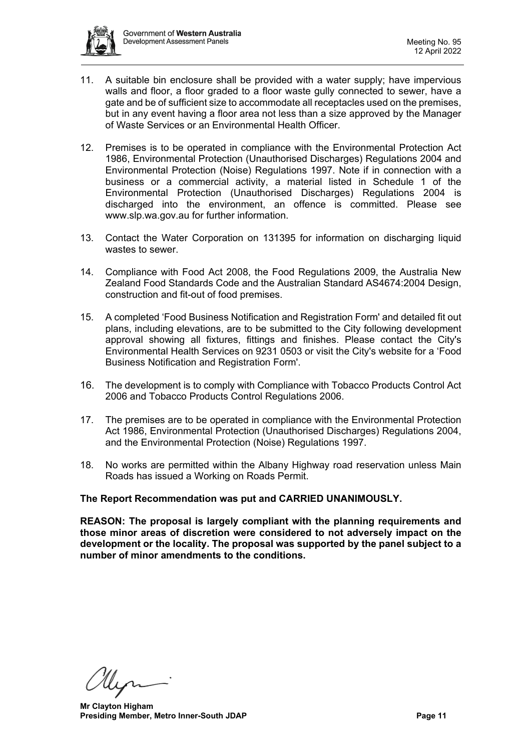11. A suitable bin enclosure shall be provided with a water supply; have impervious walls and floor, a floor graded to a floor waste gully connected to sewer, have a gate and be of sufficient size to accommodate all receptacles used on the premises, but in any event having a floor area not less than a size approved by the Manager of Waste Services or an Environmental Health Officer.

12. Premises is to be operated in compliance with the Environmental Protection Act 1986, Environmental Protection (Unauthorised Discharges) Regulations 2004 and Environmental Protection (Noise) Regulations 1997. Note if in connection with a business or a commercial activity, a material listed in Schedule 1 of the Environmental Protection (Unauthorised Discharges) Regulations 2004 is discharged into the environment, an offence is committed. Please see www.slp.wa.gov.au for further information.

13. Contact the Water Corporation on 131395 for information on discharging liquid wastes to sewer.

14. Compliance with Food Act 2008, the Food Regulations 2009, the Australia New Zealand Food Standards Code and the Australian Standard AS4674:2004 Design, construction and fit-out of food premises.

15. A completed 'Food Business Notification and Registration Form' and detailed fit out plans, including elevations, are to be submitted to the City following development approval showing all fixtures, fittings and finishes. Please contact the City's Environmental Health Services on 9231 0503 or visit the City's website for a 'Food Business Notification and Registration Form'.

16. The development is to comply with Compliance with Tobacco Products Control Act 2006 and Tobacco Products Control Regulations 2006.

17. The premises are to be operated in compliance with the Environmental Protection Act 1986, Environmental Protection (Unauthorised Discharges) Regulations 2004, and the Environmental Protection (Noise) Regulations 1997.

18. No works are permitted within the Albany Highway road reservation unless Main Roads has issued a Working on Roads Permit.

**The Report Recommendation was put and CARRIED UNANIMOUSLY.**

**REASON: The proposal is largely compliant with the planning requirements and those minor areas of discretion were considered to not adversely impact on the development or the locality. The proposal was supported by the panel subject to a number of minor amendments to the conditions.**

**Mr Clayton Higham**
**Presiding Member, Metro Inner-South JDAP**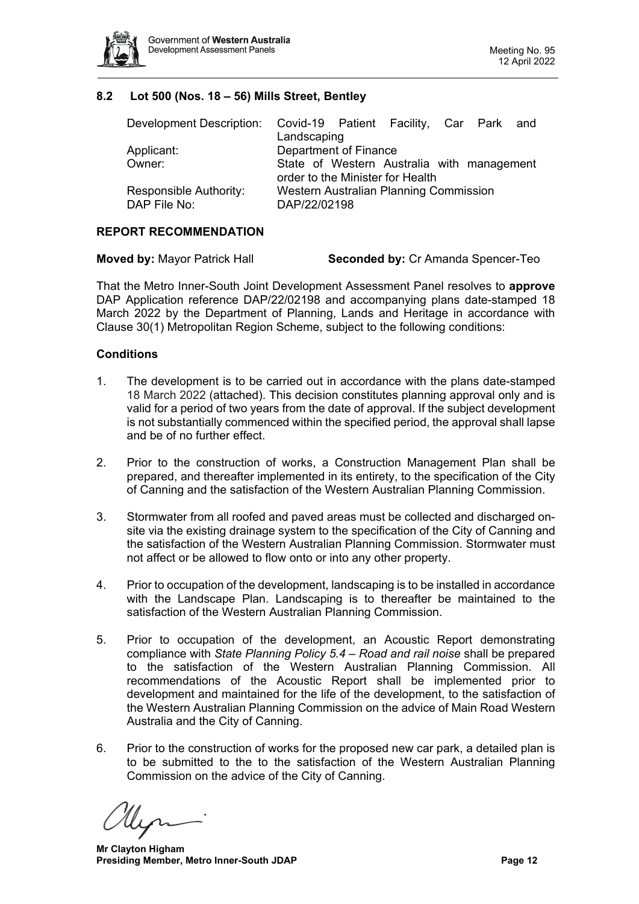## 8.2 Lot 500 (Nos. 18 – 56) Mills Street, Bentley

| | |
|---|---|
| Development Description: | Covid-19 Patient Facility, Car Park and Landscaping |
| Applicant: | Department of Finance |
| Owner: | State of Western Australia with management order to the Minister for Health |
| Responsible Authority: | Western Australian Planning Commission |
| DAP File No: | DAP/22/02198 |

### REPORT RECOMMENDATION

**Moved by:** Mayor Patrick Hall **Seconded by:** Cr Amanda Spencer-Teo

That the Metro Inner-South Joint Development Assessment Panel resolves to **approve** DAP Application reference DAP/22/02198 and accompanying plans date-stamped 18 March 2022 by the Department of Planning, Lands and Heritage in accordance with Clause 30(1) Metropolitan Region Scheme, subject to the following conditions:

### Conditions

1. The development is to be carried out in accordance with the plans date-stamped 18 March 2022 (attached). This decision constitutes planning approval only and is valid for a period of two years from the date of approval. If the subject development is not substantially commenced within the specified period, the approval shall lapse and be of no further effect.

2. Prior to the construction of works, a Construction Management Plan shall be prepared, and thereafter implemented in its entirety, to the specification of the City of Canning and the satisfaction of the Western Australian Planning Commission.

3. Stormwater from all roofed and paved areas must be collected and discharged on-site via the existing drainage system to the specification of the City of Canning and the satisfaction of the Western Australian Planning Commission. Stormwater must not affect or be allowed to flow onto or into any other property.

4. Prior to occupation of the development, landscaping is to be installed in accordance with the Landscape Plan. Landscaping is to thereafter be maintained to the satisfaction of the Western Australian Planning Commission.

5. Prior to occupation of the development, an Acoustic Report demonstrating compliance with *State Planning Policy 5.4 – Road and rail noise* shall be prepared to the satisfaction of the Western Australian Planning Commission. All recommendations of the Acoustic Report shall be implemented prior to development and maintained for the life of the development, to the satisfaction of the Western Australian Planning Commission on the advice of Main Road Western Australia and the City of Canning.

6. Prior to the construction of works for the proposed new car park, a detailed plan is to be submitted to the to the satisfaction of the Western Australian Planning Commission on the advice of the City of Canning.

**Mr Clayton Higham**
**Presiding Member, Metro Inner-South JDAP**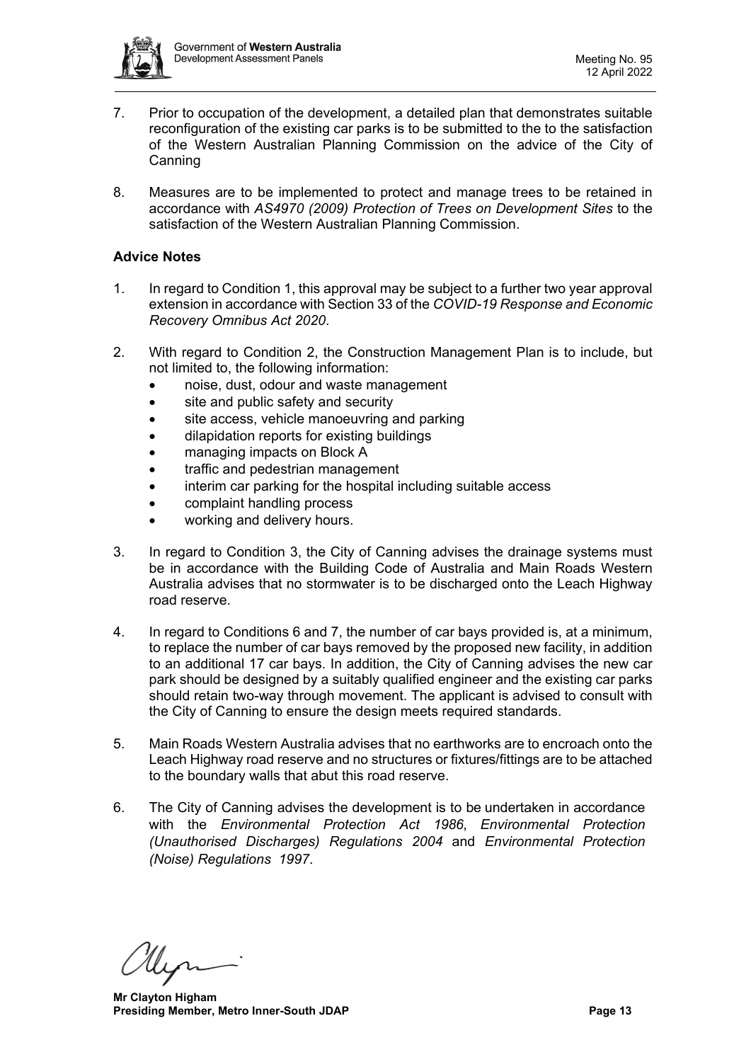7. Prior to occupation of the development, a detailed plan that demonstrates suitable reconfiguration of the existing car parks is to be submitted to the to the satisfaction of the Western Australian Planning Commission on the advice of the City of Canning

8. Measures are to be implemented to protect and manage trees to be retained in accordance with *AS4970 (2009) Protection of Trees on Development Sites* to the satisfaction of the Western Australian Planning Commission.

**Advice Notes**

1. In regard to Condition 1, this approval may be subject to a further two year approval extension in accordance with Section 33 of the *COVID-19 Response and Economic Recovery Omnibus Act 2020*.

2. With regard to Condition 2, the Construction Management Plan is to include, but not limited to, the following information:
   - noise, dust, odour and waste management
   - site and public safety and security
   - site access, vehicle manoeuvring and parking
   - dilapidation reports for existing buildings
   - managing impacts on Block A
   - traffic and pedestrian management
   - interim car parking for the hospital including suitable access
   - complaint handling process
   - working and delivery hours.

3. In regard to Condition 3, the City of Canning advises the drainage systems must be in accordance with the Building Code of Australia and Main Roads Western Australia advises that no stormwater is to be discharged onto the Leach Highway road reserve.

4. In regard to Conditions 6 and 7, the number of car bays provided is, at a minimum, to replace the number of car bays removed by the proposed new facility, in addition to an additional 17 car bays. In addition, the City of Canning advises the new car park should be designed by a suitably qualified engineer and the existing car parks should retain two-way through movement. The applicant is advised to consult with the City of Canning to ensure the design meets required standards.

5. Main Roads Western Australia advises that no earthworks are to encroach onto the Leach Highway road reserve and no structures or fixtures/fittings are to be attached to the boundary walls that abut this road reserve.

6. The City of Canning advises the development is to be undertaken in accordance with the *Environmental Protection Act 1986*, *Environmental Protection (Unauthorised Discharges) Regulations 2004* and *Environmental Protection (Noise) Regulations 1997*.

**Mr Clayton Higham**
**Presiding Member, Metro Inner-South JDAP**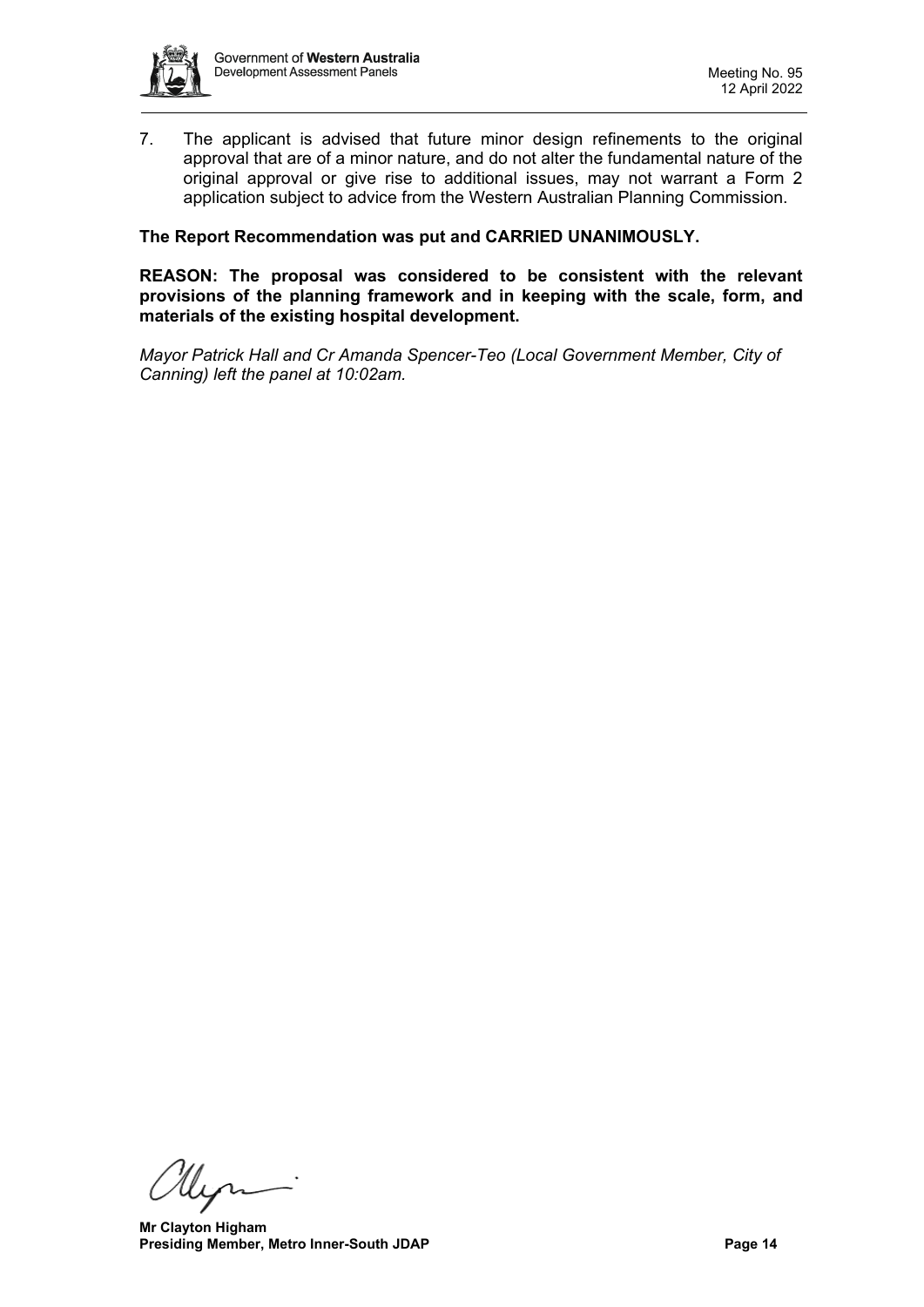7. The applicant is advised that future minor design refinements to the original approval that are of a minor nature, and do not alter the fundamental nature of the original approval or give rise to additional issues, may not warrant a Form 2 application subject to advice from the Western Australian Planning Commission.

**The Report Recommendation was put and CARRIED UNANIMOUSLY.**

**REASON: The proposal was considered to be consistent with the relevant provisions of the planning framework and in keeping with the scale, form, and materials of the existing hospital development.**

*Mayor Patrick Hall and Cr Amanda Spencer-Teo (Local Government Member, City of Canning) left the panel at 10:02am.*

**Mr Clayton Higham**
**Presiding Member, Metro Inner-South JDAP**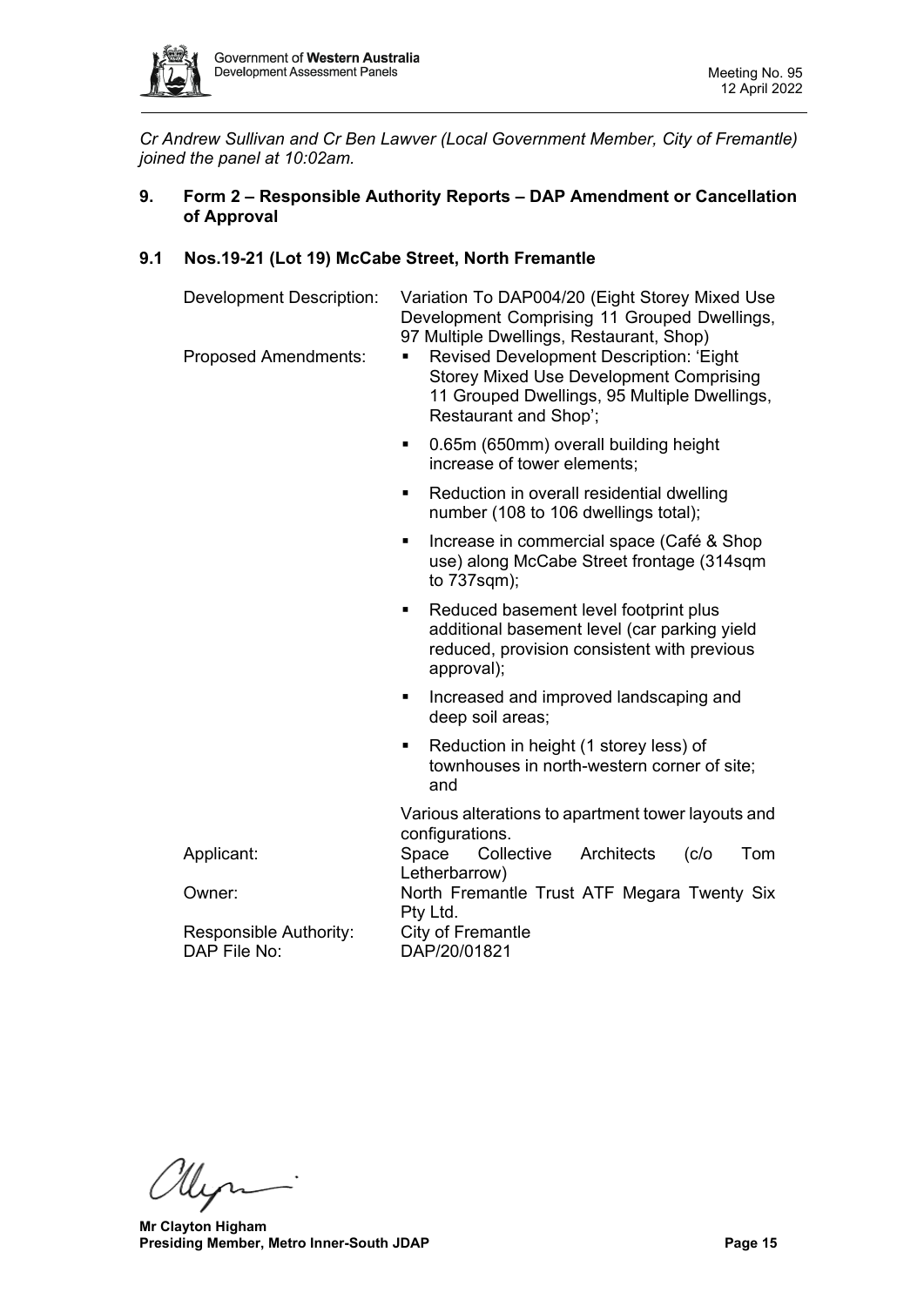*Cr Andrew Sullivan and Cr Ben Lawver (Local Government Member, City of Fremantle) joined the panel at 10:02am.*

## 9. Form 2 – Responsible Authority Reports – DAP Amendment or Cancellation of Approval

### 9.1 Nos.19-21 (Lot 19) McCabe Street, North Fremantle

| | |
|---|---|
| Development Description: | Variation To DAP004/20 (Eight Storey Mixed Use Development Comprising 11 Grouped Dwellings, 97 Multiple Dwellings, Restaurant, Shop) |
| Proposed Amendments: | ▪ Revised Development Description: 'Eight Storey Mixed Use Development Comprising 11 Grouped Dwellings, 95 Multiple Dwellings, Restaurant and Shop'; <br> ▪ 0.65m (650mm) overall building height increase of tower elements; <br> ▪ Reduction in overall residential dwelling number (108 to 106 dwellings total); <br> ▪ Increase in commercial space (Café & Shop use) along McCabe Street frontage (314sqm to 737sqm); <br> ▪ Reduced basement level footprint plus additional basement level (car parking yield reduced, provision consistent with previous approval); <br> ▪ Increased and improved landscaping and deep soil areas; <br> ▪ Reduction in height (1 storey less) of townhouses in north-western corner of site; and <br> Various alterations to apartment tower layouts and configurations. |
| Applicant: | Space Collective Architects (c/o Tom Letherbarrow) |
| Owner: | North Fremantle Trust ATF Megara Twenty Six Pty Ltd. |
| Responsible Authority: | City of Fremantle |
| DAP File No: | DAP/20/01821 |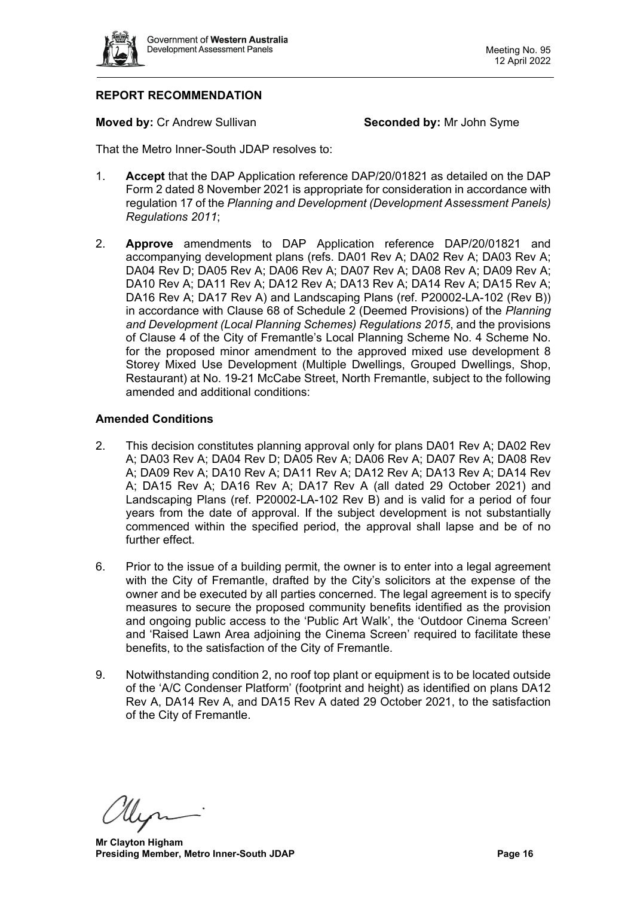## REPORT RECOMMENDATION

**Moved by:** Cr Andrew Sullivan **Seconded by:** Mr John Syme

That the Metro Inner-South JDAP resolves to:

1. **Accept** that the DAP Application reference DAP/20/01821 as detailed on the DAP Form 2 dated 8 November 2021 is appropriate for consideration in accordance with regulation 17 of the *Planning and Development (Development Assessment Panels) Regulations 2011*;

2. **Approve** amendments to DAP Application reference DAP/20/01821 and accompanying development plans (refs. DA01 Rev A; DA02 Rev A; DA03 Rev A; DA04 Rev D; DA05 Rev A; DA06 Rev A; DA07 Rev A; DA08 Rev A; DA09 Rev A; DA10 Rev A; DA11 Rev A; DA12 Rev A; DA13 Rev A; DA14 Rev A; DA15 Rev A; DA16 Rev A; DA17 Rev A) and Landscaping Plans (ref. P20002-LA-102 (Rev B)) in accordance with Clause 68 of Schedule 2 (Deemed Provisions) of the *Planning and Development (Local Planning Schemes) Regulations 2015*, and the provisions of Clause 4 of the City of Fremantle's Local Planning Scheme No. 4 Scheme No. for the proposed minor amendment to the approved mixed use development 8 Storey Mixed Use Development (Multiple Dwellings, Grouped Dwellings, Shop, Restaurant) at No. 19-21 McCabe Street, North Fremantle, subject to the following amended and additional conditions:

### Amended Conditions

2. This decision constitutes planning approval only for plans DA01 Rev A; DA02 Rev A; DA03 Rev A; DA04 Rev D; DA05 Rev A; DA06 Rev A; DA07 Rev A; DA08 Rev A; DA09 Rev A; DA10 Rev A; DA11 Rev A; DA12 Rev A; DA13 Rev A; DA14 Rev A; DA15 Rev A; DA16 Rev A; DA17 Rev A (all dated 29 October 2021) and Landscaping Plans (ref. P20002-LA-102 Rev B) and is valid for a period of four years from the date of approval. If the subject development is not substantially commenced within the specified period, the approval shall lapse and be of no further effect.

6. Prior to the issue of a building permit, the owner is to enter into a legal agreement with the City of Fremantle, drafted by the City's solicitors at the expense of the owner and be executed by all parties concerned. The legal agreement is to specify measures to secure the proposed community benefits identified as the provision and ongoing public access to the 'Public Art Walk', the 'Outdoor Cinema Screen' and 'Raised Lawn Area adjoining the Cinema Screen' required to facilitate these benefits, to the satisfaction of the City of Fremantle.

9. Notwithstanding condition 2, no roof top plant or equipment is to be located outside of the 'A/C Condenser Platform' (footprint and height) as identified on plans DA12 Rev A, DA14 Rev A, and DA15 Rev A dated 29 October 2021, to the satisfaction of the City of Fremantle.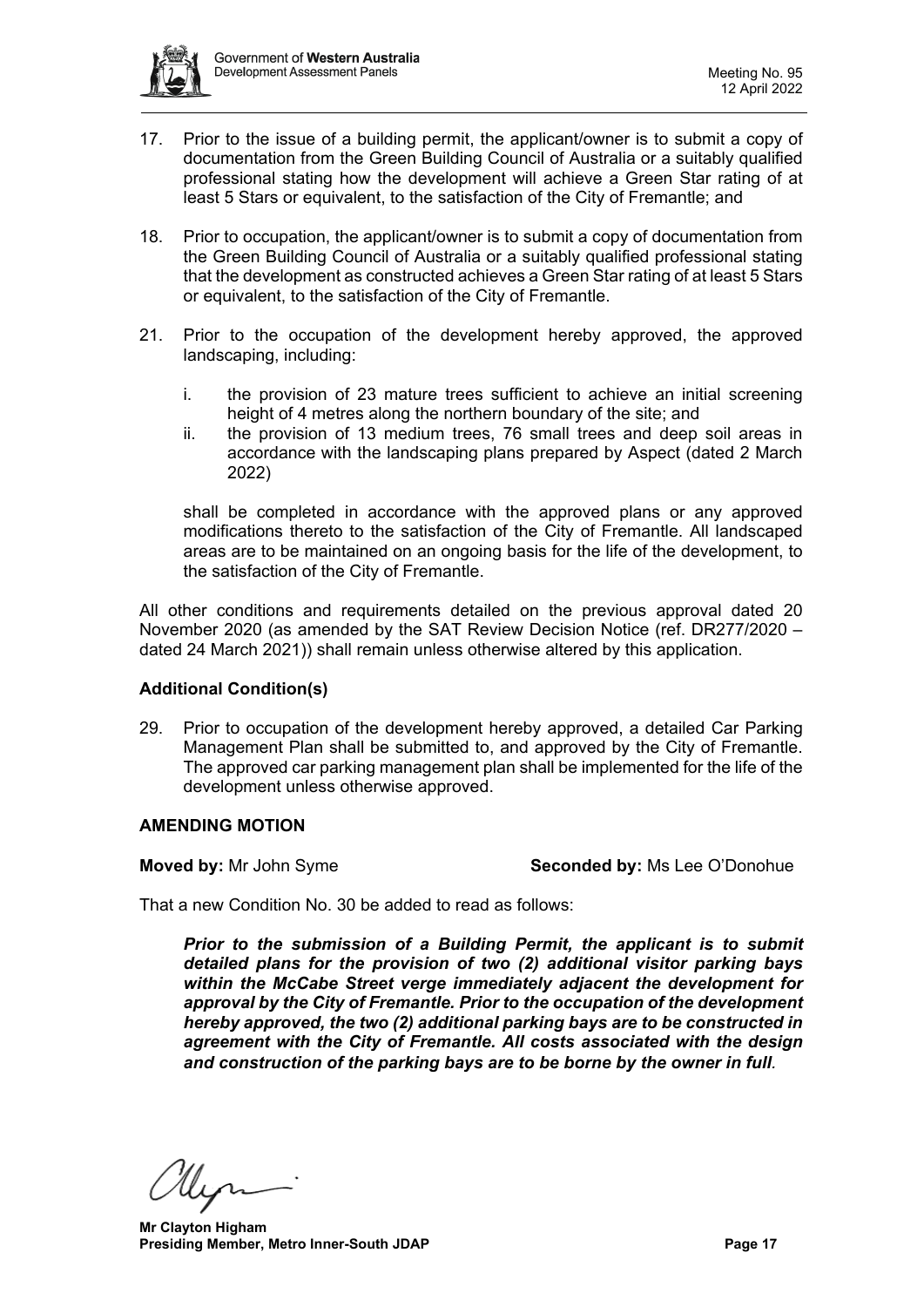17. Prior to the issue of a building permit, the applicant/owner is to submit a copy of documentation from the Green Building Council of Australia or a suitably qualified professional stating how the development will achieve a Green Star rating of at least 5 Stars or equivalent, to the satisfaction of the City of Fremantle; and

18. Prior to occupation, the applicant/owner is to submit a copy of documentation from the Green Building Council of Australia or a suitably qualified professional stating that the development as constructed achieves a Green Star rating of at least 5 Stars or equivalent, to the satisfaction of the City of Fremantle.

21. Prior to the occupation of the development hereby approved, the approved landscaping, including:

    i. the provision of 23 mature trees sufficient to achieve an initial screening height of 4 metres along the northern boundary of the site; and
    ii. the provision of 13 medium trees, 76 small trees and deep soil areas in accordance with the landscaping plans prepared by Aspect (dated 2 March 2022)

    shall be completed in accordance with the approved plans or any approved modifications thereto to the satisfaction of the City of Fremantle. All landscaped areas are to be maintained on an ongoing basis for the life of the development, to the satisfaction of the City of Fremantle.

All other conditions and requirements detailed on the previous approval dated 20 November 2020 (as amended by the SAT Review Decision Notice (ref. DR277/2020 – dated 24 March 2021)) shall remain unless otherwise altered by this application.

**Additional Condition(s)**

29. Prior to occupation of the development hereby approved, a detailed Car Parking Management Plan shall be submitted to, and approved by the City of Fremantle. The approved car parking management plan shall be implemented for the life of the development unless otherwise approved.

**AMENDING MOTION**

**Moved by:** Mr John Syme **Seconded by:** Ms Lee O'Donohue

That a new Condition No. 30 be added to read as follows:

> ***Prior to the submission of a Building Permit, the applicant is to submit detailed plans for the provision of two (2) additional visitor parking bays within the McCabe Street verge immediately adjacent the development for approval by the City of Fremantle. Prior to the occupation of the development hereby approved, the two (2) additional parking bays are to be constructed in agreement with the City of Fremantle. All costs associated with the design and construction of the parking bays are to be borne by the owner in full.***

**Mr Clayton Higham**
**Presiding Member, Metro Inner-South JDAP**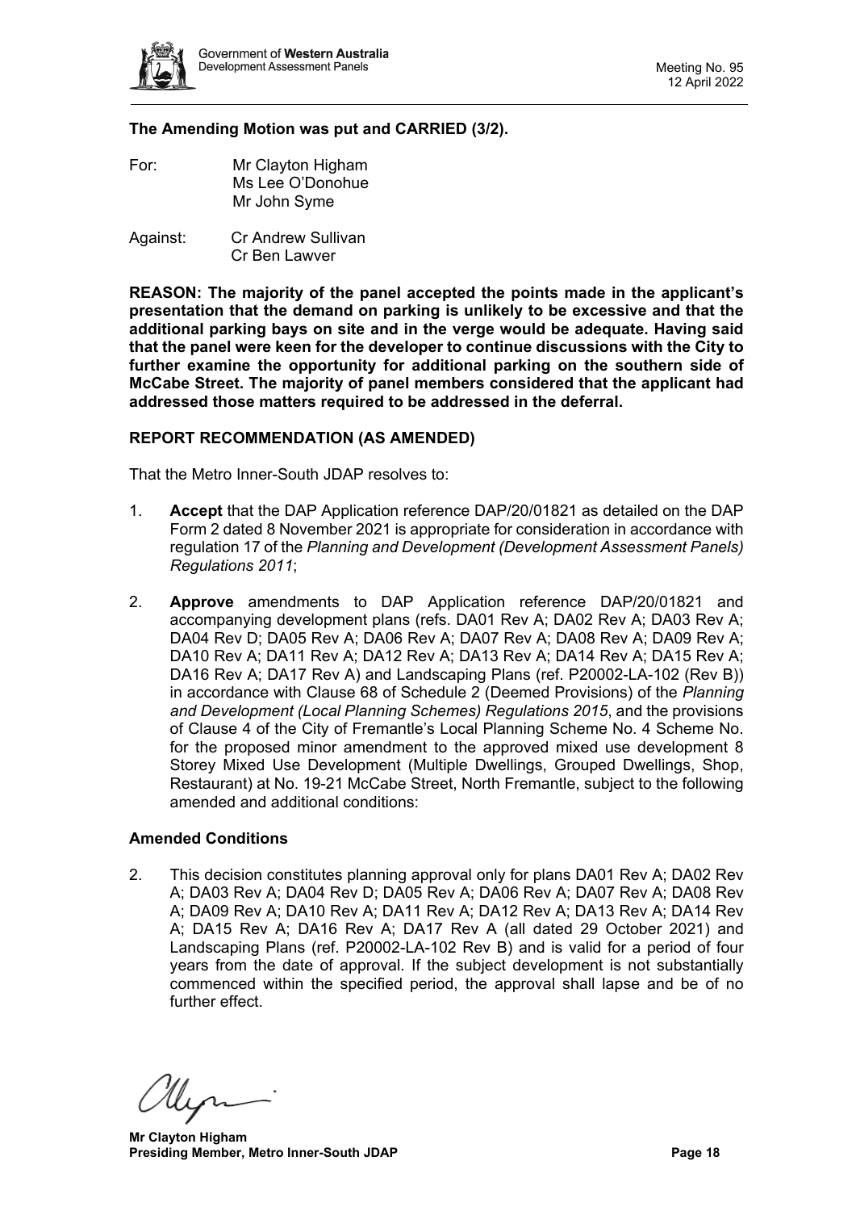**The Amending Motion was put and CARRIED (3/2).**

For: Mr Clayton Higham
Ms Lee O'Donohue
Mr John Syme

Against: Cr Andrew Sullivan
Cr Ben Lawver

**REASON: The majority of the panel accepted the points made in the applicant's presentation that the demand on parking is unlikely to be excessive and that the additional parking bays on site and in the verge would be adequate. Having said that the panel were keen for the developer to continue discussions with the City to further examine the opportunity for additional parking on the southern side of McCabe Street. The majority of panel members considered that the applicant had addressed those matters required to be addressed in the deferral.**

**REPORT RECOMMENDATION (AS AMENDED)**

That the Metro Inner-South JDAP resolves to:

1. **Accept** that the DAP Application reference DAP/20/01821 as detailed on the DAP Form 2 dated 8 November 2021 is appropriate for consideration in accordance with regulation 17 of the *Planning and Development (Development Assessment Panels) Regulations 2011*;

2. **Approve** amendments to DAP Application reference DAP/20/01821 and accompanying development plans (refs. DA01 Rev A; DA02 Rev A; DA03 Rev A; DA04 Rev D; DA05 Rev A; DA06 Rev A; DA07 Rev A; DA08 Rev A; DA09 Rev A; DA10 Rev A; DA11 Rev A; DA12 Rev A; DA13 Rev A; DA14 Rev A; DA15 Rev A; DA16 Rev A; DA17 Rev A) and Landscaping Plans (ref. P20002-LA-102 (Rev B)) in accordance with Clause 68 of Schedule 2 (Deemed Provisions) of the *Planning and Development (Local Planning Schemes) Regulations 2015*, and the provisions of Clause 4 of the City of Fremantle's Local Planning Scheme No. 4 Scheme No. for the proposed minor amendment to the approved mixed use development 8 Storey Mixed Use Development (Multiple Dwellings, Grouped Dwellings, Shop, Restaurant) at No. 19-21 McCabe Street, North Fremantle, subject to the following amended and additional conditions:

**Amended Conditions**

2. This decision constitutes planning approval only for plans DA01 Rev A; DA02 Rev A; DA03 Rev A; DA04 Rev D; DA05 Rev A; DA06 Rev A; DA07 Rev A; DA08 Rev A; DA09 Rev A; DA10 Rev A; DA11 Rev A; DA12 Rev A; DA13 Rev A; DA14 Rev A; DA15 Rev A; DA16 Rev A; DA17 Rev A (all dated 29 October 2021) and Landscaping Plans (ref. P20002-LA-102 Rev B) and is valid for a period of four years from the date of approval. If the subject development is not substantially commenced within the specified period, the approval shall lapse and be of no further effect.

**Mr Clayton Higham**
**Presiding Member, Metro Inner-South JDAP**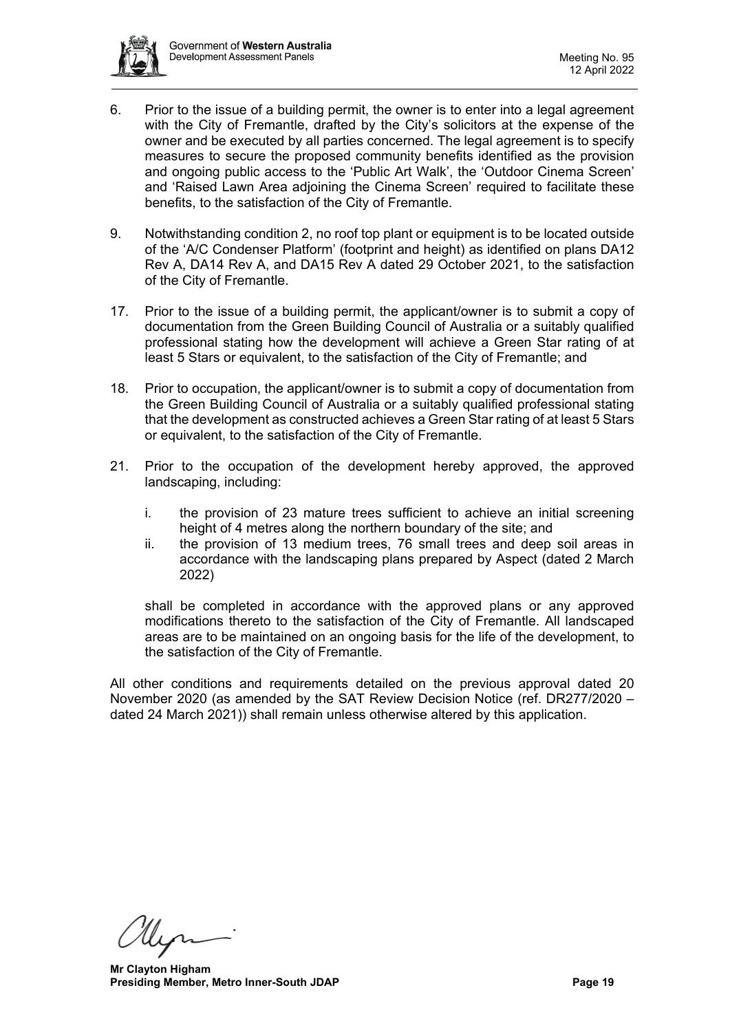6. Prior to the issue of a building permit, the owner is to enter into a legal agreement with the City of Fremantle, drafted by the City's solicitors at the expense of the owner and be executed by all parties concerned. The legal agreement is to specify measures to secure the proposed community benefits identified as the provision and ongoing public access to the 'Public Art Walk', the 'Outdoor Cinema Screen' and 'Raised Lawn Area adjoining the Cinema Screen' required to facilitate these benefits, to the satisfaction of the City of Fremantle.

9. Notwithstanding condition 2, no roof top plant or equipment is to be located outside of the 'A/C Condenser Platform' (footprint and height) as identified on plans DA12 Rev A, DA14 Rev A, and DA15 Rev A dated 29 October 2021, to the satisfaction of the City of Fremantle.

17. Prior to the issue of a building permit, the applicant/owner is to submit a copy of documentation from the Green Building Council of Australia or a suitably qualified professional stating how the development will achieve a Green Star rating of at least 5 Stars or equivalent, to the satisfaction of the City of Fremantle; and

18. Prior to occupation, the applicant/owner is to submit a copy of documentation from the Green Building Council of Australia or a suitably qualified professional stating that the development as constructed achieves a Green Star rating of at least 5 Stars or equivalent, to the satisfaction of the City of Fremantle.

21. Prior to the occupation of the development hereby approved, the approved landscaping, including:

    i. the provision of 23 mature trees sufficient to achieve an initial screening height of 4 metres along the northern boundary of the site; and
    ii. the provision of 13 medium trees, 76 small trees and deep soil areas in accordance with the landscaping plans prepared by Aspect (dated 2 March 2022)

    shall be completed in accordance with the approved plans or any approved modifications thereto to the satisfaction of the City of Fremantle. All landscaped areas are to be maintained on an ongoing basis for the life of the development, to the satisfaction of the City of Fremantle.

All other conditions and requirements detailed on the previous approval dated 20 November 2020 (as amended by the SAT Review Decision Notice (ref. DR277/2020 – dated 24 March 2021)) shall remain unless otherwise altered by this application.

**Mr Clayton Higham**
**Presiding Member, Metro Inner-South JDAP**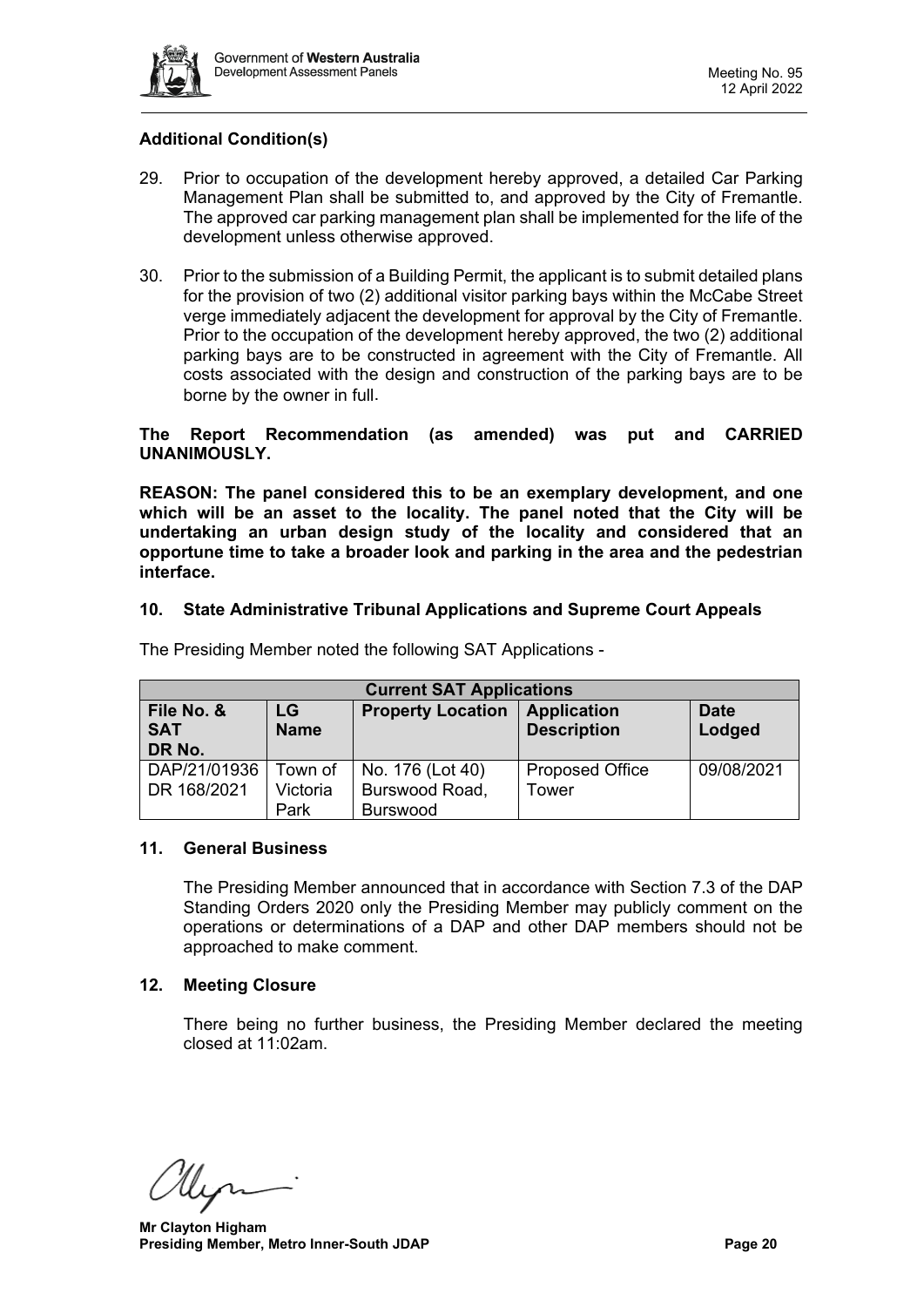**Additional Condition(s)**

29. Prior to occupation of the development hereby approved, a detailed Car Parking Management Plan shall be submitted to, and approved by the City of Fremantle. The approved car parking management plan shall be implemented for the life of the development unless otherwise approved.

30. Prior to the submission of a Building Permit, the applicant is to submit detailed plans for the provision of two (2) additional visitor parking bays within the McCabe Street verge immediately adjacent the development for approval by the City of Fremantle. Prior to the occupation of the development hereby approved, the two (2) additional parking bays are to be constructed in agreement with the City of Fremantle. All costs associated with the design and construction of the parking bays are to be borne by the owner in full.

**The Report Recommendation (as amended) was put and CARRIED UNANIMOUSLY.**

**REASON: The panel considered this to be an exemplary development, and one which will be an asset to the locality. The panel noted that the City will be undertaking an urban design study of the locality and considered that an opportune time to take a broader look and parking in the area and the pedestrian interface.**

## 10. State Administrative Tribunal Applications and Supreme Court Appeals

The Presiding Member noted the following SAT Applications -

| **Current SAT Applications** | | | | |
|---|---|---|---|---|
| **File No. & SAT DR No.** | **LG Name** | **Property Location** | **Application Description** | **Date Lodged** |
| DAP/21/01936 DR 168/2021 | Town of Victoria Park | No. 176 (Lot 40) Burswood Road, Burswood | Proposed Office Tower | 09/08/2021 |

## 11. General Business

The Presiding Member announced that in accordance with Section 7.3 of the DAP Standing Orders 2020 only the Presiding Member may publicly comment on the operations or determinations of a DAP and other DAP members should not be approached to make comment.

## 12. Meeting Closure

There being no further business, the Presiding Member declared the meeting closed at 11:02am.

**Mr Clayton Higham**
**Presiding Member, Metro Inner-South JDAP**